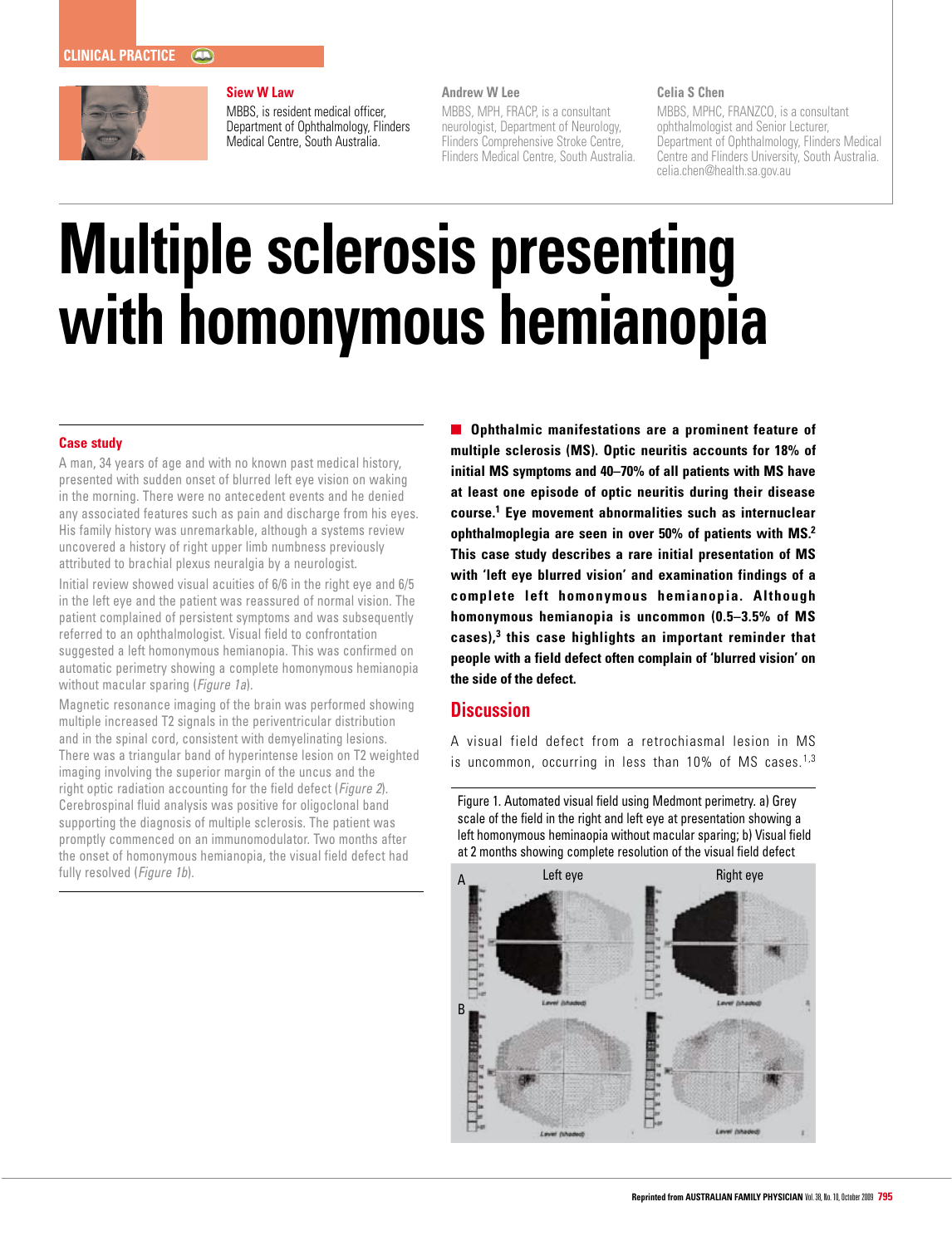CLINICAL PRACTICE

**Siew W Law**
MBBS, is resident medical officer, Department of Ophthalmology, Flinders Medical Centre, South Australia.

**Andrew W Lee**
MBBS, MPH, FRACP, is a consultant neurologist, Department of Neurology, Flinders Comprehensive Stroke Centre, Flinders Medical Centre, South Australia.

**Celia S Chen**
MBBS, MPHC, FRANZCO, is a consultant ophthalmologist and Senior Lecturer, Department of Ophthalmology, Flinders Medical Centre and Flinders University, South Australia.
celia.chen@health.sa.gov.au

# Multiple sclerosis presenting with homonymous hemianopia

**Ophthalmic manifestations are a prominent feature of multiple sclerosis (MS). Optic neuritis accounts for 18% of initial MS symptoms and 40–70% of all patients with MS have at least one episode of optic neuritis during their disease course.[1] Eye movement abnormalities such as internuclear ophthalmoplegia are seen in over 50% of patients with MS.[2] This case study describes a rare initial presentation of MS with 'left eye blurred vision' and examination findings of a complete left homonymous hemianopia. Although homonymous hemianopia is uncommon (0.5–3.5% of MS cases),[3] this case highlights an important reminder that people with a field defect often complain of 'blurred vision' on the side of the defect.**

## Case study

A man, 34 years of age and with no known past medical history, presented with sudden onset of blurred left eye vision on waking in the morning. There were no antecedent events and he denied any associated features such as pain and discharge from his eyes. His family history was unremarkable, although a systems review uncovered a history of right upper limb numbness previously attributed to brachial plexus neuralgia by a neurologist.

Initial review showed visual acuities of 6/6 in the right eye and 6/5 in the left eye and the patient was reassured of normal vision. The patient complained of persistent symptoms and was subsequently referred to an ophthalmologist. Visual field to confrontation suggested a left homonymous hemianopia. This was confirmed on automatic perimetry showing a complete homonymous hemianopia without macular sparing (*Figure 1a*).

Magnetic resonance imaging of the brain was performed showing multiple increased T2 signals in the periventricular distribution and in the spinal cord, consistent with demyelinating lesions. There was a triangular band of hyperintense lesion on T2 weighted imaging involving the superior margin of the uncus and the right optic radiation accounting for the field defect (*Figure 2*). Cerebrospinal fluid analysis was positive for oligoclonal band supporting the diagnosis of multiple sclerosis. The patient was promptly commenced on an immunomodulator. Two months after the onset of homonymous hemianopia, the visual field defect had fully resolved (*Figure 1b*).

## Discussion

A visual field defect from a retrochiasmal lesion in MS is uncommon, occurring in less than 10% of MS cases.[1,3]

Figure 1. Automated visual field using Medmont perimetry. a) Grey scale of the field in the right and left eye at presentation showing a left homonymous heminaopia without macular sparing; b) Visual field at 2 months showing complete resolution of the visual field defect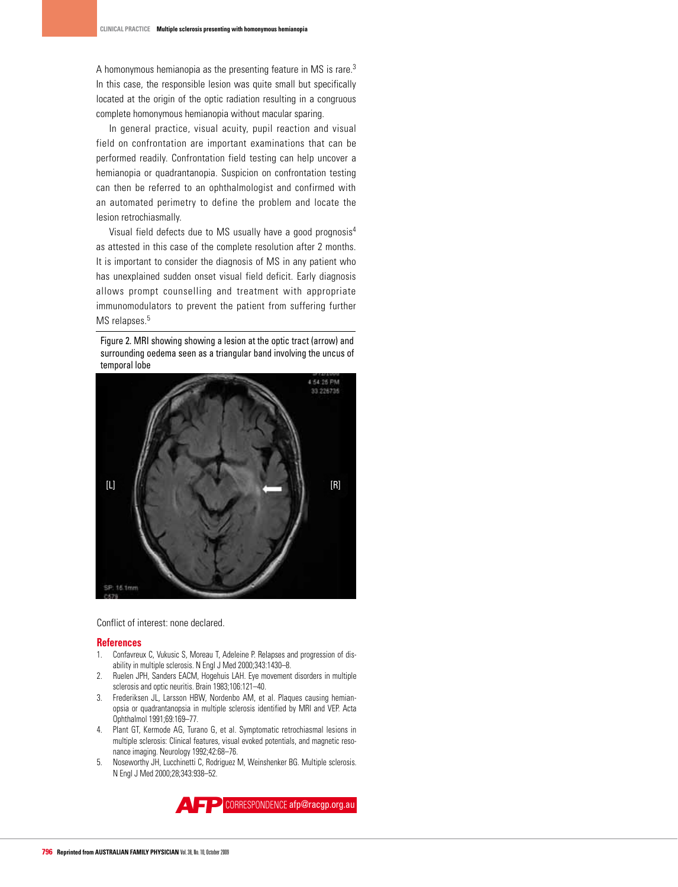A homonymous hemianopia as the presenting feature in MS is rare.[3] In this case, the responsible lesion was quite small but specifically located at the origin of the optic radiation resulting in a congruous complete homonymous hemianopia without macular sparing.

In general practice, visual acuity, pupil reaction and visual field on confrontation are important examinations that can be performed readily. Confrontation field testing can help uncover a hemianopia or quadrantanopia. Suspicion on confrontation testing can then be referred to an ophthalmologist and confirmed with an automated perimetry to define the problem and locate the lesion retrochiasmally.

Visual field defects due to MS usually have a good prognosis[4] as attested in this case of the complete resolution after 2 months. It is important to consider the diagnosis of MS in any patient who has unexplained sudden onset visual field deficit. Early diagnosis allows prompt counselling and treatment with appropriate immunomodulators to prevent the patient from suffering further MS relapses.[5]

Figure 2. MRI showing showing a lesion at the optic tract (arrow) and surrounding oedema seen as a triangular band involving the uncus of temporal lobe

Conflict of interest: none declared.

## References

1. Confavreux C, Vukusic S, Moreau T, Adeleine P. Relapses and progression of disability in multiple sclerosis. N Engl J Med 2000;343:1430–8.
2. Ruelen JPH, Sanders EACM, Hogehuis LAH. Eye movement disorders in multiple sclerosis and optic neuritis. Brain 1983;106:121–40.
3. Frederiksen JL, Larsson HBW, Nordenbo AM, et al. Plaques causing hemianopsia or quadrantanopsia in multiple sclerosis identified by MRI and VEP. Acta Ophthalmol 1991;69:169–77.
4. Plant GT, Kermode AG, Turano G, et al. Symptomatic retrochiasmal lesions in multiple sclerosis: Clinical features, visual evoked potentials, and magnetic resonance imaging. Neurology 1992;42:68–76.
5. Noseworthy JH, Lucchinetti C, Rodriguez M, Weinshenker BG. Multiple sclerosis. N Engl J Med 2000;28;343:938–52.

AFP CORRESPONDENCE afp@racgp.org.au